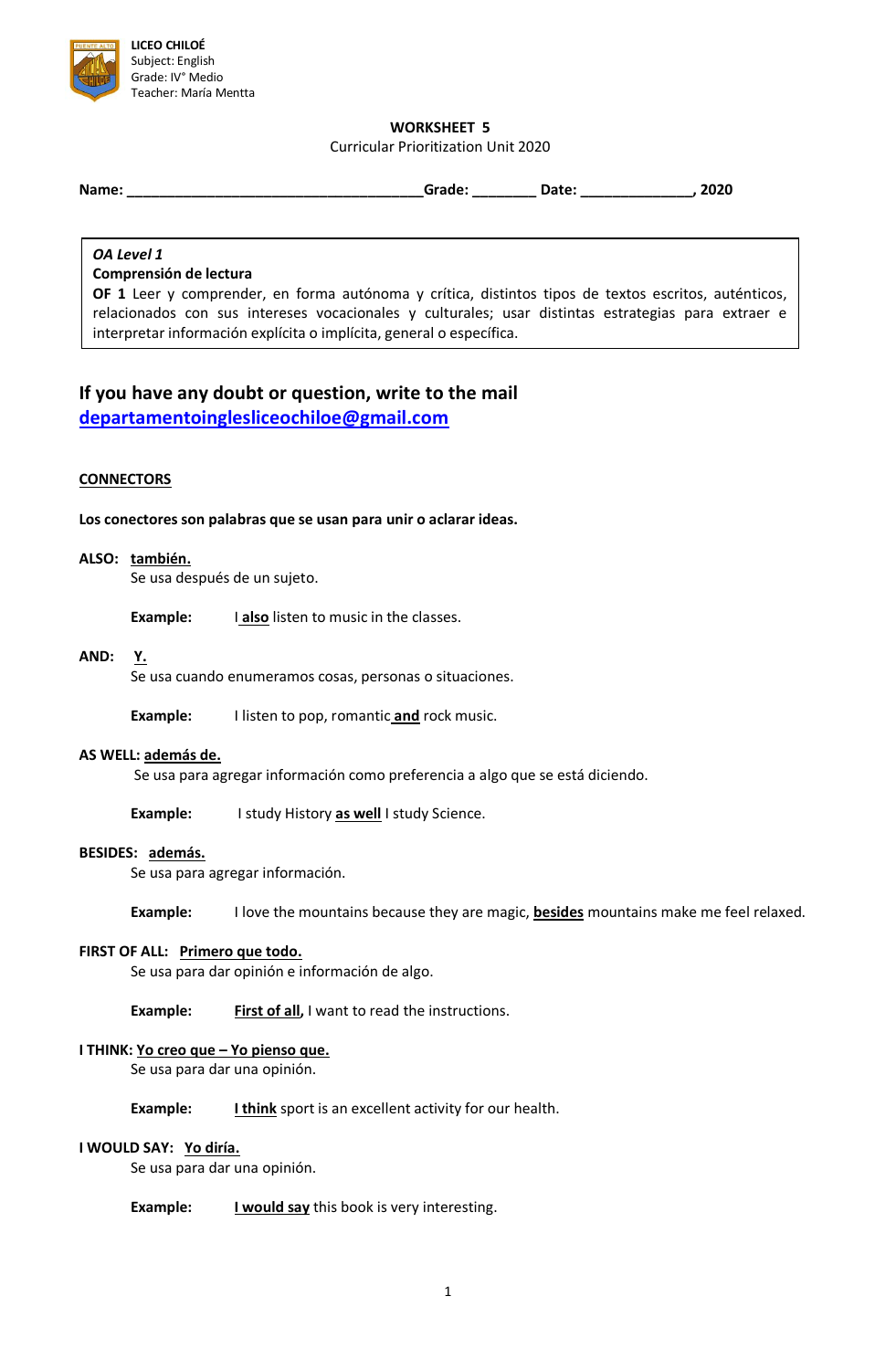**LICEO CHILOÉ**
Subject: English
Grade: IV° Medio
Teacher: María Mentta

# WORKSHEET 5

Curricular Prioritization Unit 2020

**Name: ____________________________________Grade: ________ Date: ______________, 2020**

> ***OA Level 1***
> **Comprensión de lectura**
> **OF 1** Leer y comprender, en forma autónoma y crítica, distintos tipos de textos escritos, auténticos, relacionados con sus intereses vocacionales y culturales; usar distintas estrategias para extraer e interpretar información explícita o implícita, general o específica.

## If you have any doubt or question, write to the mail departamentoinglesliceochiloe@gmail.com

### CONNECTORS

**Los conectores son palabras que se usan para unir o aclarar ideas.**

**ALSO:** **también.**
Se usa después de un sujeto.

**Example:** I **also** listen to music in the classes.

**AND:** **Y.**
Se usa cuando enumeramos cosas, personas o situaciones.

**Example:** I listen to pop, romantic **and** rock music.

**AS WELL:** **además de.**
Se usa para agregar información como preferencia a algo que se está diciendo.

**Example:** I study History **as well** I study Science.

**BESIDES:** **además.**
Se usa para agregar información.

**Example:** I love the mountains because they are magic, **besides** mountains make me feel relaxed.

**FIRST OF ALL:** **Primero que todo.**
Se usa para dar opinión e información de algo.

**Example:** **First of all,** I want to read the instructions.

**I THINK:** **Yo creo que – Yo pienso que.**
Se usa para dar una opinión.

**Example:** **I think** sport is an excellent activity for our health.

**I WOULD SAY:** **Yo diría.**
Se usa para dar una opinión.

**Example:** **I would say** this book is very interesting.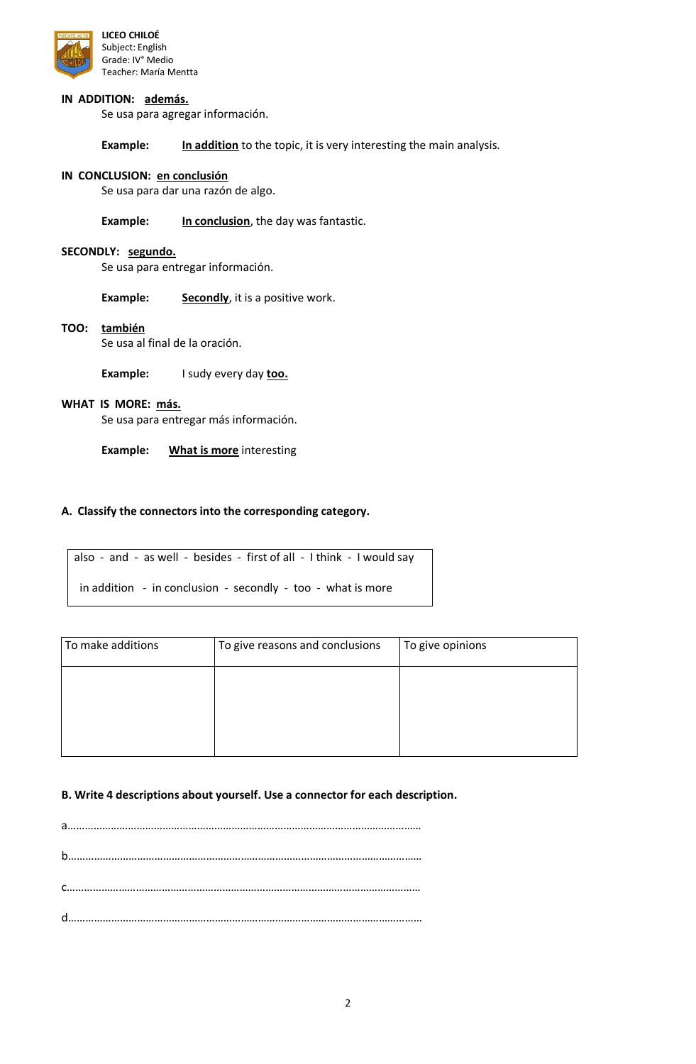**LICEO CHILOÉ**
Subject: English
Grade: IV° Medio
Teacher: María Mentta

**IN ADDITION: <u>además.</u>**
Se usa para agregar información.

**Example:** **<u>In addition</u>** to the topic, it is very interesting the main analysis.

**IN CONCLUSION: <u>en conclusión</u>**
Se usa para dar una razón de algo.

**Example:** **<u>In conclusion</u>**, the day was fantastic.

**SECONDLY: <u>segundo.</u>**
Se usa para entregar información.

**Example:** **<u>Secondly</u>**, it is a positive work.

**TOO: <u>también</u>**
Se usa al final de la oración.

**Example:** I sudy every day **<u>too.</u>**

**WHAT IS MORE: <u>más.</u>**
Se usa para entregar más información.

**Example:** **<u>What is more</u>** interesting

**A. Classify the connectors into the corresponding category.**

also - and - as well - besides - first of all - I think - I would say

in addition - in conclusion - secondly - too - what is more

| To make additions | To give reasons and conclusions | To give opinions |
|---|---|---|
| | | |

**B. Write 4 descriptions about yourself. Use a connector for each description.**

a………………………………………………………………………………………………………

b………………………………………………………………………………………………………

c………………………………………………………………………………………………………

d………………………………………………………………………………………………………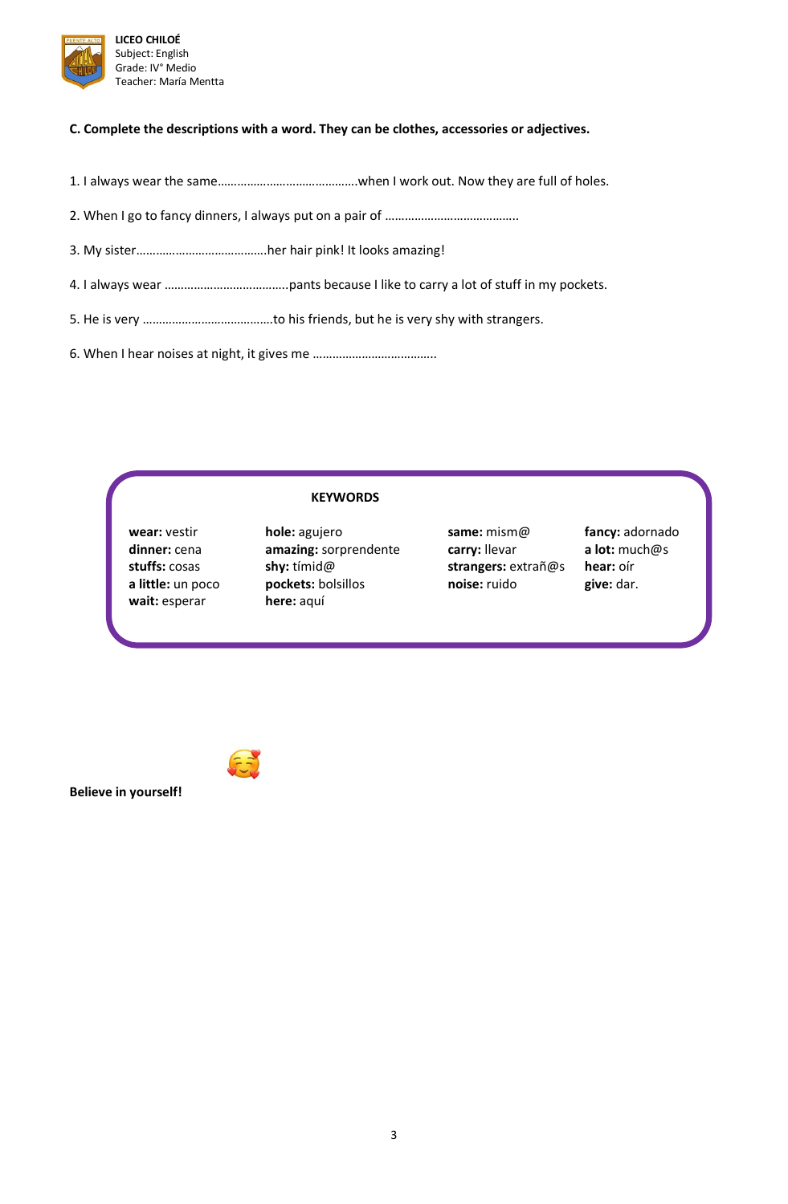LICEO CHILOÉ
Subject: English
Grade: IV° Medio
Teacher: María Mentta

**C. Complete the descriptions with a word. They can be clothes, accessories or adjectives.**

1. I always wear the same……………………………………when I work out. Now they are full of holes.

2. When I go to fancy dinners, I always put on a pair of …………………………………..

3. My sister…………………………………her hair pink! It looks amazing!

4. I always wear ……………………………….pants because I like to carry a lot of stuff in my pockets.

5. He is very …………………………………to his friends, but he is very shy with strangers.

6. When I hear noises at night, it gives me ……………………………….

**KEYWORDS**

| | | | |
|---|---|---|---|
| **wear:** vestir | **hole:** agujero | **same:** mism@ | **fancy:** adornado |
| **dinner:** cena | **amazing:** sorprendente | **carry:** llevar | **a lot:** much@s |
| **stuffs:** cosas | **shy:** tímid@ | **strangers:** extrañ@s | **hear:** oír |
| **a little:** un poco | **pockets:** bolsillos | **noise:** ruido | **give:** dar. |
| **wait:** esperar | **here:** aquí | | |

**Believe in yourself!** 🥰